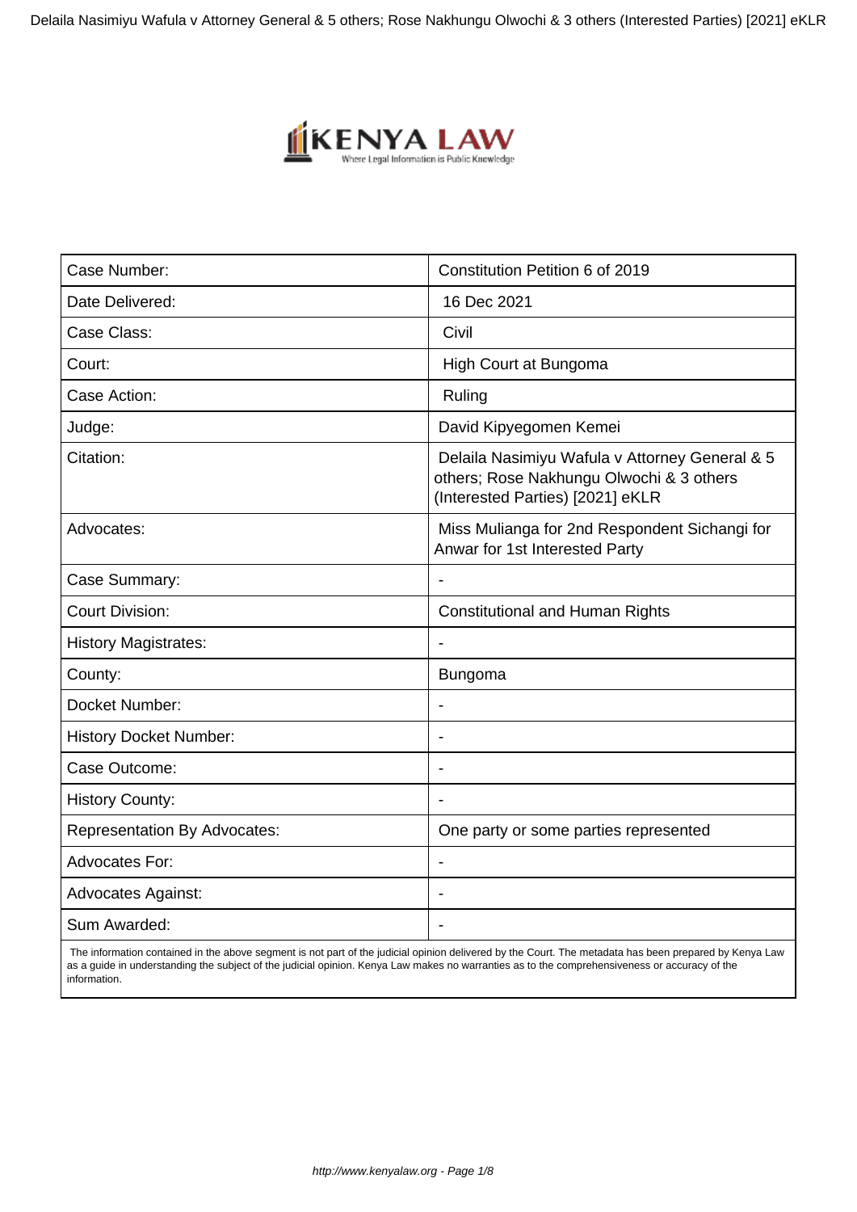| Case Number: | Constitution Petition 6 of 2019 |
|---|---|
| Date Delivered: | 16 Dec 2021 |
| Case Class: | Civil |
| Court: | High Court at Bungoma |
| Case Action: | Ruling |
| Judge: | David Kipyegomen Kemei |
| Citation: | Delaila Nasimiyu Wafula v Attorney General & 5 others; Rose Nakhungu Olwochi & 3 others (Interested Parties) [2021] eKLR |
| Advocates: | Miss Mulianga for 2nd Respondent Sichangi for Anwar for 1st Interested Party |
| Case Summary: | - |
| Court Division: | Constitutional and Human Rights |
| History Magistrates: | - |
| County: | Bungoma |
| Docket Number: | - |
| History Docket Number: | - |
| Case Outcome: | - |
| History County: | - |
| Representation By Advocates: | One party or some parties represented |
| Advocates For: | - |
| Advocates Against: | - |
| Sum Awarded: | - |

The information contained in the above segment is not part of the judicial opinion delivered by the Court. The metadata has been prepared by Kenya Law as a guide in understanding the subject of the judicial opinion. Kenya Law makes no warranties as to the comprehensiveness or accuracy of the information.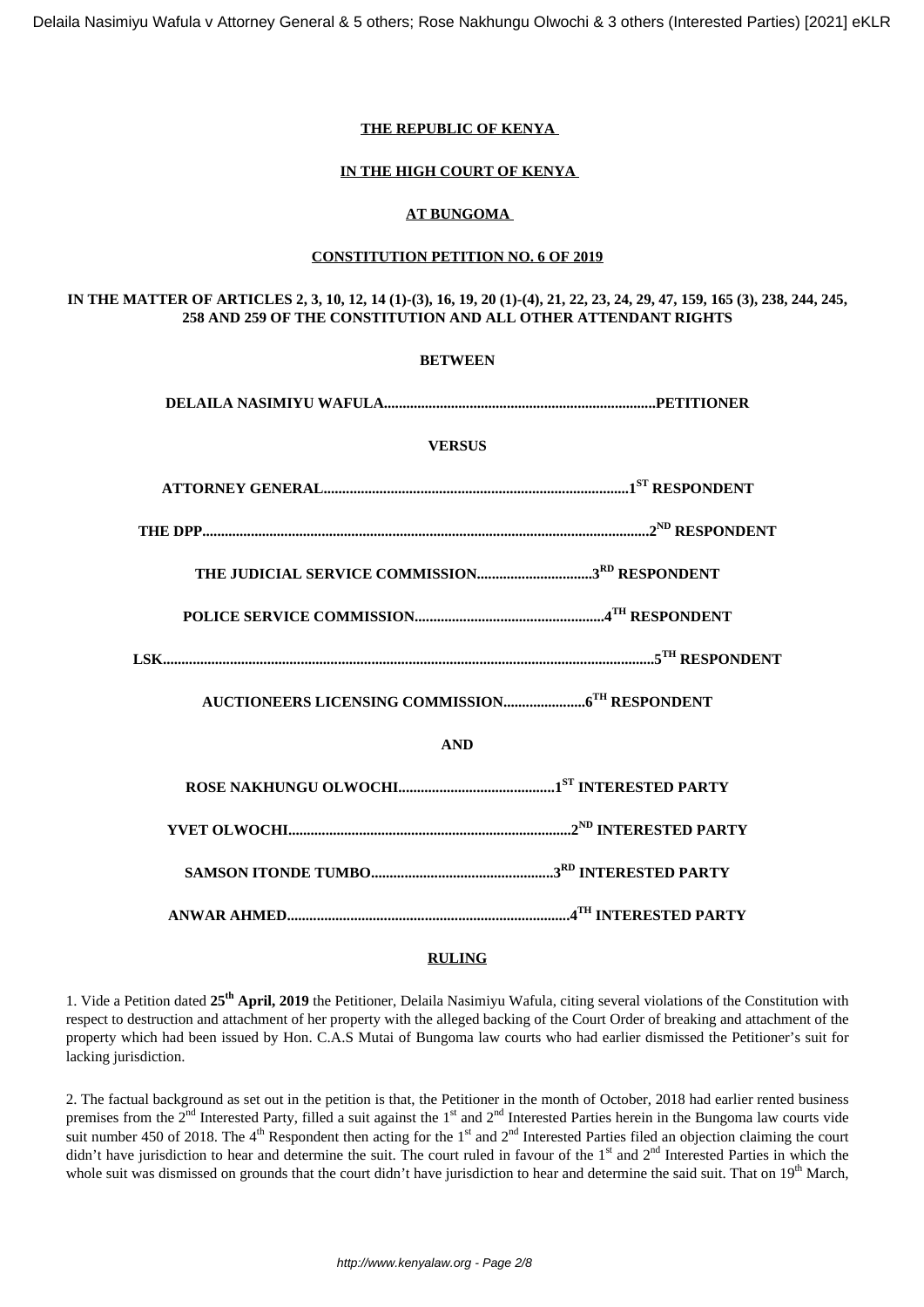**THE REPUBLIC OF KENYA**

**IN THE HIGH COURT OF KENYA**

**AT BUNGOMA**

**CONSTITUTION PETITION NO. 6 OF 2019**

**IN THE MATTER OF ARTICLES 2, 3, 10, 12, 14 (1)-(3), 16, 19, 20 (1)-(4), 21, 22, 23, 24, 29, 47, 159, 165 (3), 238, 244, 245, 258 AND 259 OF THE CONSTITUTION AND ALL OTHER ATTENDANT RIGHTS**

**BETWEEN**

**DELAILA NASIMIYU WAFULA........................................................................PETITIONER**

**VERSUS**

**ATTORNEY GENERAL.................................................................................1ST RESPONDENT**

**THE DPP.......................................................................................................2ND RESPONDENT**

**THE JUDICIAL SERVICE COMMISSION...............................3RD RESPONDENT**

**POLICE SERVICE COMMISSION..................................................4TH RESPONDENT**

**LSK..................................................................................................................5TH RESPONDENT**

**AUCTIONEERS LICENSING COMMISSION......................6TH RESPONDENT**

**AND**

**ROSE NAKHUNGU OLWOCHI..........................................1ST INTERESTED PARTY**

**YVET OLWOCHI..........................................................................2ND INTERESTED PARTY**

**SAMSON ITONDE TUMBO.................................................3RD INTERESTED PARTY**

**ANWAR AHMED...........................................................................4TH INTERESTED PARTY**

**RULING**

1. Vide a Petition dated **25th April, 2019** the Petitioner, Delaila Nasimiyu Wafula, citing several violations of the Constitution with respect to destruction and attachment of her property with the alleged backing of the Court Order of breaking and attachment of the property which had been issued by Hon. C.A.S Mutai of Bungoma law courts who had earlier dismissed the Petitioner's suit for lacking jurisdiction.

2. The factual background as set out in the petition is that, the Petitioner in the month of October, 2018 had earlier rented business premises from the 2nd Interested Party, filled a suit against the 1st and 2nd Interested Parties herein in the Bungoma law courts vide suit number 450 of 2018. The 4th Respondent then acting for the 1st and 2nd Interested Parties filed an objection claiming the court didn't have jurisdiction to hear and determine the suit. The court ruled in favour of the 1st and 2nd Interested Parties in which the whole suit was dismissed on grounds that the court didn't have jurisdiction to hear and determine the said suit. That on 19th March,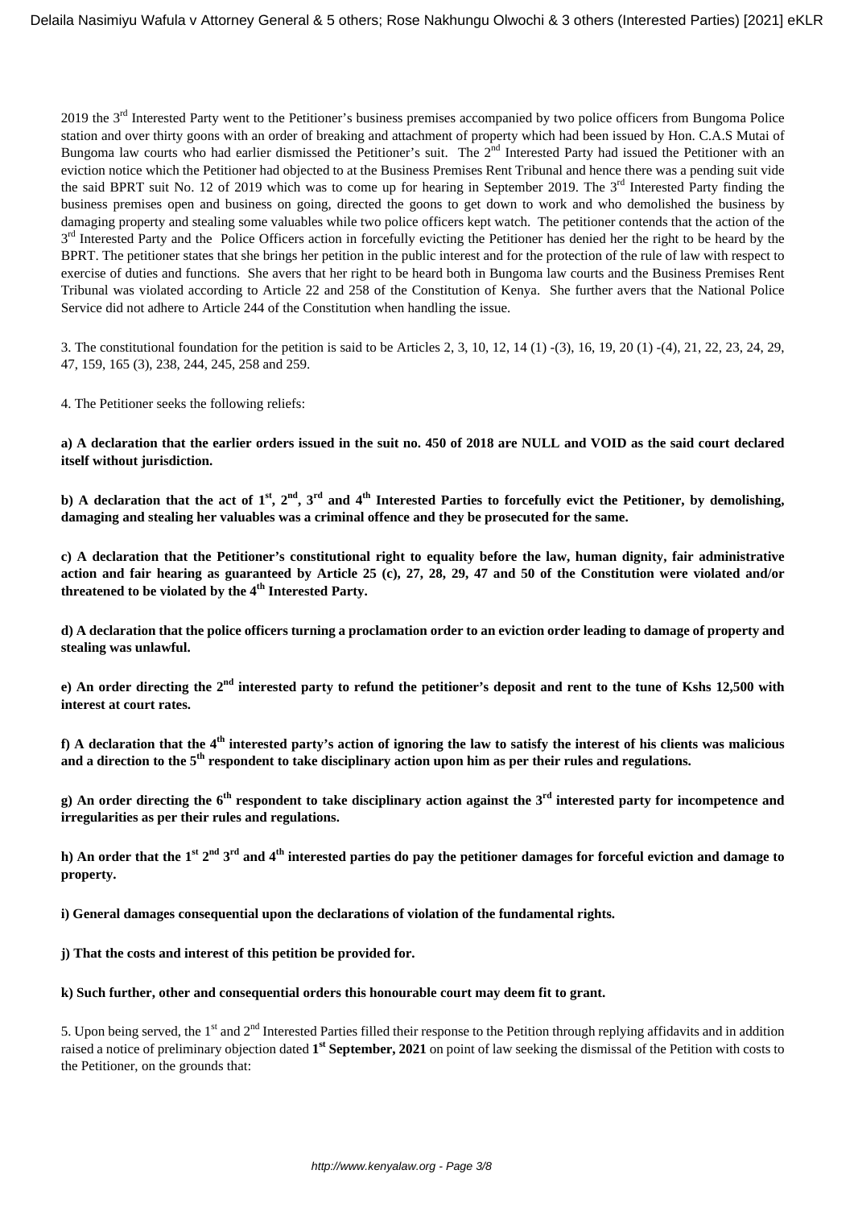2019 the 3rd Interested Party went to the Petitioner's business premises accompanied by two police officers from Bungoma Police station and over thirty goons with an order of breaking and attachment of property which had been issued by Hon. C.A.S Mutai of Bungoma law courts who had earlier dismissed the Petitioner's suit. The 2nd Interested Party had issued the Petitioner with an eviction notice which the Petitioner had objected to at the Business Premises Rent Tribunal and hence there was a pending suit vide the said BPRT suit No. 12 of 2019 which was to come up for hearing in September 2019. The 3rd Interested Party finding the business premises open and business on going, directed the goons to get down to work and who demolished the business by damaging property and stealing some valuables while two police officers kept watch. The petitioner contends that the action of the 3rd Interested Party and the Police Officers action in forcefully evicting the Petitioner has denied her the right to be heard by the BPRT. The petitioner states that she brings her petition in the public interest and for the protection of the rule of law with respect to exercise of duties and functions. She avers that her right to be heard both in Bungoma law courts and the Business Premises Rent Tribunal was violated according to Article 22 and 258 of the Constitution of Kenya. She further avers that the National Police Service did not adhere to Article 244 of the Constitution when handling the issue.

3. The constitutional foundation for the petition is said to be Articles 2, 3, 10, 12, 14 (1) -(3), 16, 19, 20 (1) -(4), 21, 22, 23, 24, 29, 47, 159, 165 (3), 238, 244, 245, 258 and 259.

4. The Petitioner seeks the following reliefs:

**a) A declaration that the earlier orders issued in the suit no. 450 of 2018 are NULL and VOID as the said court declared itself without jurisdiction.**

**b) A declaration that the act of 1st, 2nd, 3rd and 4th Interested Parties to forcefully evict the Petitioner, by demolishing, damaging and stealing her valuables was a criminal offence and they be prosecuted for the same.**

**c) A declaration that the Petitioner's constitutional right to equality before the law, human dignity, fair administrative action and fair hearing as guaranteed by Article 25 (c), 27, 28, 29, 47 and 50 of the Constitution were violated and/or threatened to be violated by the 4th Interested Party.**

**d) A declaration that the police officers turning a proclamation order to an eviction order leading to damage of property and stealing was unlawful.**

**e) An order directing the 2nd interested party to refund the petitioner's deposit and rent to the tune of Kshs 12,500 with interest at court rates.**

**f) A declaration that the 4th interested party's action of ignoring the law to satisfy the interest of his clients was malicious and a direction to the 5th respondent to take disciplinary action upon him as per their rules and regulations.**

**g) An order directing the 6th respondent to take disciplinary action against the 3rd interested party for incompetence and irregularities as per their rules and regulations.**

**h) An order that the 1st 2nd 3rd and 4th interested parties do pay the petitioner damages for forceful eviction and damage to property.**

**i) General damages consequential upon the declarations of violation of the fundamental rights.**

**j) That the costs and interest of this petition be provided for.**

**k) Such further, other and consequential orders this honourable court may deem fit to grant.**

5. Upon being served, the 1st and 2nd Interested Parties filled their response to the Petition through replying affidavits and in addition raised a notice of preliminary objection dated **1st September, 2021** on point of law seeking the dismissal of the Petition with costs to the Petitioner, on the grounds that: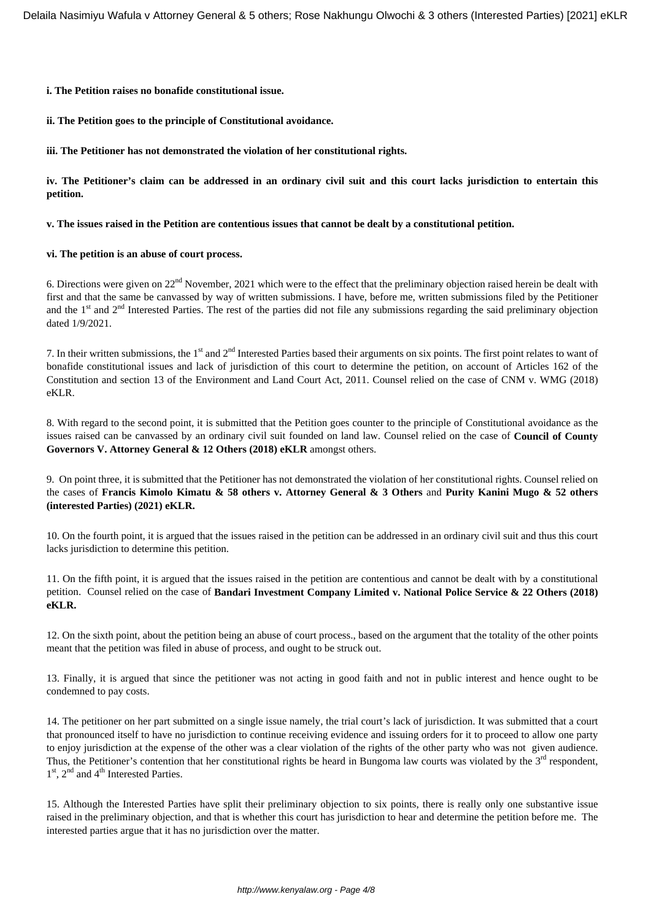**i. The Petition raises no bonafide constitutional issue.**

**ii. The Petition goes to the principle of Constitutional avoidance.**

**iii. The Petitioner has not demonstrated the violation of her constitutional rights.**

**iv. The Petitioner's claim can be addressed in an ordinary civil suit and this court lacks jurisdiction to entertain this petition.**

**v. The issues raised in the Petition are contentious issues that cannot be dealt by a constitutional petition.**

**vi. The petition is an abuse of court process.**

6. Directions were given on 22nd November, 2021 which were to the effect that the preliminary objection raised herein be dealt with first and that the same be canvassed by way of written submissions. I have, before me, written submissions filed by the Petitioner and the 1st and 2nd Interested Parties. The rest of the parties did not file any submissions regarding the said preliminary objection dated 1/9/2021.

7. In their written submissions, the 1st and 2nd Interested Parties based their arguments on six points. The first point relates to want of bonafide constitutional issues and lack of jurisdiction of this court to determine the petition, on account of Articles 162 of the Constitution and section 13 of the Environment and Land Court Act, 2011. Counsel relied on the case of CNM v. WMG (2018) eKLR.

8. With regard to the second point, it is submitted that the Petition goes counter to the principle of Constitutional avoidance as the issues raised can be canvassed by an ordinary civil suit founded on land law. Counsel relied on the case of **Council of County Governors V. Attorney General & 12 Others (2018) eKLR** amongst others.

9. On point three, it is submitted that the Petitioner has not demonstrated the violation of her constitutional rights. Counsel relied on the cases of **Francis Kimolo Kimatu & 58 others v. Attorney General & 3 Others** and **Purity Kanini Mugo & 52 others (interested Parties) (2021) eKLR.**

10. On the fourth point, it is argued that the issues raised in the petition can be addressed in an ordinary civil suit and thus this court lacks jurisdiction to determine this petition.

11. On the fifth point, it is argued that the issues raised in the petition are contentious and cannot be dealt with by a constitutional petition. Counsel relied on the case of **Bandari Investment Company Limited v. National Police Service & 22 Others (2018) eKLR.**

12. On the sixth point, about the petition being an abuse of court process., based on the argument that the totality of the other points meant that the petition was filed in abuse of process, and ought to be struck out.

13. Finally, it is argued that since the petitioner was not acting in good faith and not in public interest and hence ought to be condemned to pay costs.

14. The petitioner on her part submitted on a single issue namely, the trial court's lack of jurisdiction. It was submitted that a court that pronounced itself to have no jurisdiction to continue receiving evidence and issuing orders for it to proceed to allow one party to enjoy jurisdiction at the expense of the other was a clear violation of the rights of the other party who was not given audience. Thus, the Petitioner's contention that her constitutional rights be heard in Bungoma law courts was violated by the 3rd respondent, 1st, 2nd and 4th Interested Parties.

15. Although the Interested Parties have split their preliminary objection to six points, there is really only one substantive issue raised in the preliminary objection, and that is whether this court has jurisdiction to hear and determine the petition before me. The interested parties argue that it has no jurisdiction over the matter.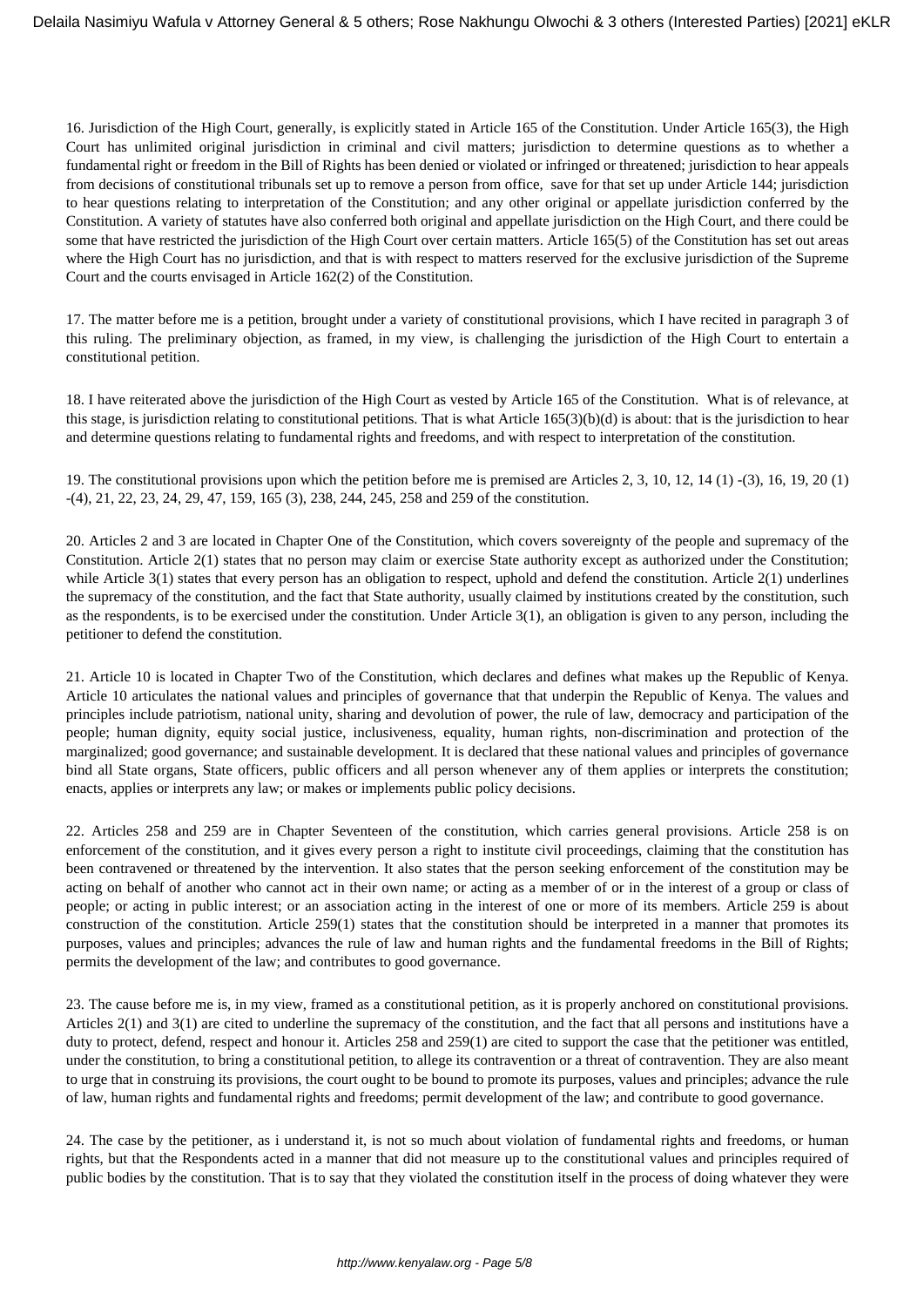16. Jurisdiction of the High Court, generally, is explicitly stated in Article 165 of the Constitution. Under Article 165(3), the High Court has unlimited original jurisdiction in criminal and civil matters; jurisdiction to determine questions as to whether a fundamental right or freedom in the Bill of Rights has been denied or violated or infringed or threatened; jurisdiction to hear appeals from decisions of constitutional tribunals set up to remove a person from office, save for that set up under Article 144; jurisdiction to hear questions relating to interpretation of the Constitution; and any other original or appellate jurisdiction conferred by the Constitution. A variety of statutes have also conferred both original and appellate jurisdiction on the High Court, and there could be some that have restricted the jurisdiction of the High Court over certain matters. Article 165(5) of the Constitution has set out areas where the High Court has no jurisdiction, and that is with respect to matters reserved for the exclusive jurisdiction of the Supreme Court and the courts envisaged in Article 162(2) of the Constitution.

17. The matter before me is a petition, brought under a variety of constitutional provisions, which I have recited in paragraph 3 of this ruling. The preliminary objection, as framed, in my view, is challenging the jurisdiction of the High Court to entertain a constitutional petition.

18. I have reiterated above the jurisdiction of the High Court as vested by Article 165 of the Constitution. What is of relevance, at this stage, is jurisdiction relating to constitutional petitions. That is what Article 165(3)(b)(d) is about: that is the jurisdiction to hear and determine questions relating to fundamental rights and freedoms, and with respect to interpretation of the constitution.

19. The constitutional provisions upon which the petition before me is premised are Articles 2, 3, 10, 12, 14 (1) -(3), 16, 19, 20 (1) -(4), 21, 22, 23, 24, 29, 47, 159, 165 (3), 238, 244, 245, 258 and 259 of the constitution.

20. Articles 2 and 3 are located in Chapter One of the Constitution, which covers sovereignty of the people and supremacy of the Constitution. Article 2(1) states that no person may claim or exercise State authority except as authorized under the Constitution; while Article 3(1) states that every person has an obligation to respect, uphold and defend the constitution. Article 2(1) underlines the supremacy of the constitution, and the fact that State authority, usually claimed by institutions created by the constitution, such as the respondents, is to be exercised under the constitution. Under Article 3(1), an obligation is given to any person, including the petitioner to defend the constitution.

21. Article 10 is located in Chapter Two of the Constitution, which declares and defines what makes up the Republic of Kenya. Article 10 articulates the national values and principles of governance that that underpin the Republic of Kenya. The values and principles include patriotism, national unity, sharing and devolution of power, the rule of law, democracy and participation of the people; human dignity, equity social justice, inclusiveness, equality, human rights, non-discrimination and protection of the marginalized; good governance; and sustainable development. It is declared that these national values and principles of governance bind all State organs, State officers, public officers and all person whenever any of them applies or interprets the constitution; enacts, applies or interprets any law; or makes or implements public policy decisions.

22. Articles 258 and 259 are in Chapter Seventeen of the constitution, which carries general provisions. Article 258 is on enforcement of the constitution, and it gives every person a right to institute civil proceedings, claiming that the constitution has been contravened or threatened by the intervention. It also states that the person seeking enforcement of the constitution may be acting on behalf of another who cannot act in their own name; or acting as a member of or in the interest of a group or class of people; or acting in public interest; or an association acting in the interest of one or more of its members. Article 259 is about construction of the constitution. Article 259(1) states that the constitution should be interpreted in a manner that promotes its purposes, values and principles; advances the rule of law and human rights and the fundamental freedoms in the Bill of Rights; permits the development of the law; and contributes to good governance.

23. The cause before me is, in my view, framed as a constitutional petition, as it is properly anchored on constitutional provisions. Articles 2(1) and 3(1) are cited to underline the supremacy of the constitution, and the fact that all persons and institutions have a duty to protect, defend, respect and honour it. Articles 258 and 259(1) are cited to support the case that the petitioner was entitled, under the constitution, to bring a constitutional petition, to allege its contravention or a threat of contravention. They are also meant to urge that in construing its provisions, the court ought to be bound to promote its purposes, values and principles; advance the rule of law, human rights and fundamental rights and freedoms; permit development of the law; and contribute to good governance.

24. The case by the petitioner, as i understand it, is not so much about violation of fundamental rights and freedoms, or human rights, but that the Respondents acted in a manner that did not measure up to the constitutional values and principles required of public bodies by the constitution. That is to say that they violated the constitution itself in the process of doing whatever they were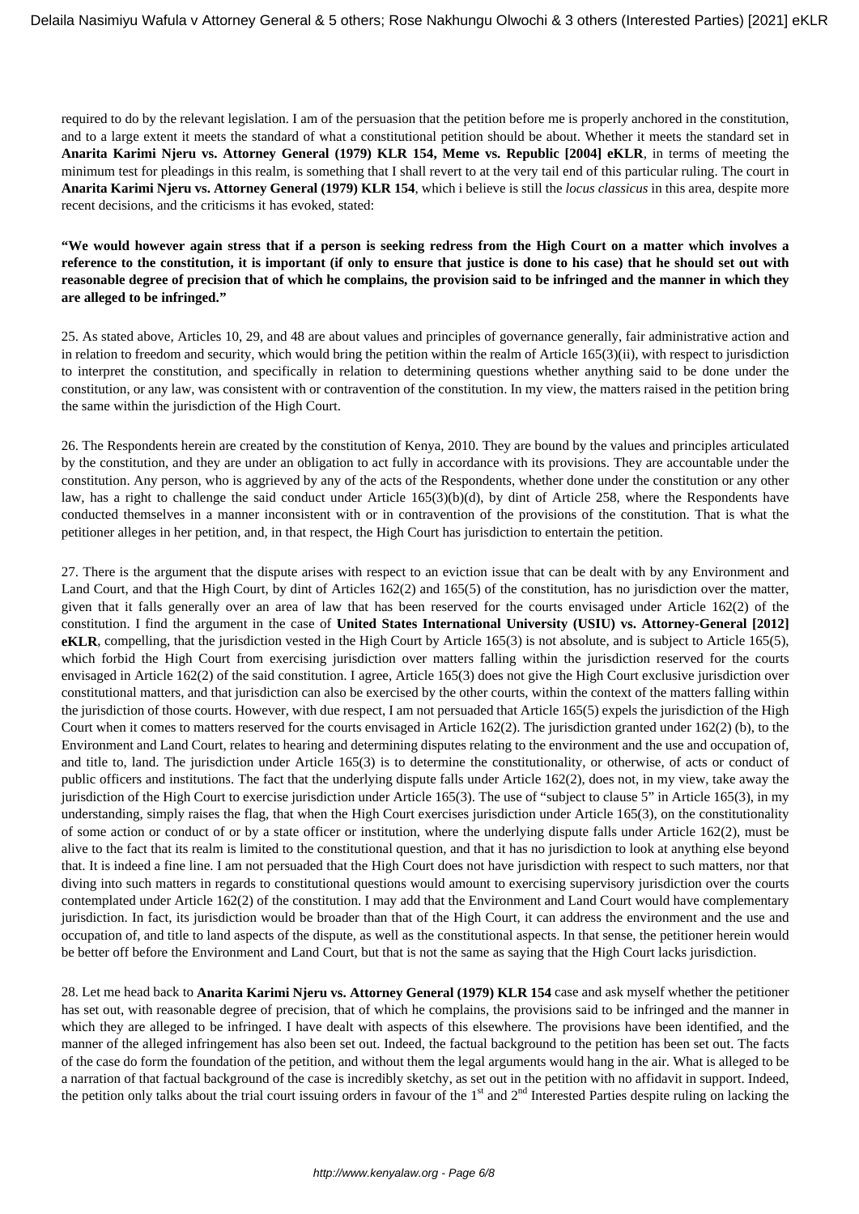required to do by the relevant legislation. I am of the persuasion that the petition before me is properly anchored in the constitution, and to a large extent it meets the standard of what a constitutional petition should be about. Whether it meets the standard set in **Anarita Karimi Njeru vs. Attorney General (1979) KLR 154, Meme vs. Republic [2004] eKLR**, in terms of meeting the minimum test for pleadings in this realm, is something that I shall revert to at the very tail end of this particular ruling. The court in **Anarita Karimi Njeru vs. Attorney General (1979) KLR 154**, which i believe is still the *locus classicus* in this area, despite more recent decisions, and the criticisms it has evoked, stated:

**"We would however again stress that if a person is seeking redress from the High Court on a matter which involves a reference to the constitution, it is important (if only to ensure that justice is done to his case) that he should set out with reasonable degree of precision that of which he complains, the provision said to be infringed and the manner in which they are alleged to be infringed."**

25. As stated above, Articles 10, 29, and 48 are about values and principles of governance generally, fair administrative action and in relation to freedom and security, which would bring the petition within the realm of Article 165(3)(ii), with respect to jurisdiction to interpret the constitution, and specifically in relation to determining questions whether anything said to be done under the constitution, or any law, was consistent with or contravention of the constitution. In my view, the matters raised in the petition bring the same within the jurisdiction of the High Court.

26. The Respondents herein are created by the constitution of Kenya, 2010. They are bound by the values and principles articulated by the constitution, and they are under an obligation to act fully in accordance with its provisions. They are accountable under the constitution. Any person, who is aggrieved by any of the acts of the Respondents, whether done under the constitution or any other law, has a right to challenge the said conduct under Article 165(3)(b)(d), by dint of Article 258, where the Respondents have conducted themselves in a manner inconsistent with or in contravention of the provisions of the constitution. That is what the petitioner alleges in her petition, and, in that respect, the High Court has jurisdiction to entertain the petition.

27. There is the argument that the dispute arises with respect to an eviction issue that can be dealt with by any Environment and Land Court, and that the High Court, by dint of Articles 162(2) and 165(5) of the constitution, has no jurisdiction over the matter, given that it falls generally over an area of law that has been reserved for the courts envisaged under Article 162(2) of the constitution. I find the argument in the case of **United States International University (USIU) vs. Attorney-General [2012] eKLR**, compelling, that the jurisdiction vested in the High Court by Article 165(3) is not absolute, and is subject to Article 165(5), which forbid the High Court from exercising jurisdiction over matters falling within the jurisdiction reserved for the courts envisaged in Article 162(2) of the said constitution. I agree, Article 165(3) does not give the High Court exclusive jurisdiction over constitutional matters, and that jurisdiction can also be exercised by the other courts, within the context of the matters falling within the jurisdiction of those courts. However, with due respect, I am not persuaded that Article 165(5) expels the jurisdiction of the High Court when it comes to matters reserved for the courts envisaged in Article 162(2). The jurisdiction granted under 162(2) (b), to the Environment and Land Court, relates to hearing and determining disputes relating to the environment and the use and occupation of, and title to, land. The jurisdiction under Article 165(3) is to determine the constitutionality, or otherwise, of acts or conduct of public officers and institutions. The fact that the underlying dispute falls under Article 162(2), does not, in my view, take away the jurisdiction of the High Court to exercise jurisdiction under Article 165(3). The use of "subject to clause 5" in Article 165(3), in my understanding, simply raises the flag, that when the High Court exercises jurisdiction under Article 165(3), on the constitutionality of some action or conduct of or by a state officer or institution, where the underlying dispute falls under Article 162(2), must be alive to the fact that its realm is limited to the constitutional question, and that it has no jurisdiction to look at anything else beyond that. It is indeed a fine line. I am not persuaded that the High Court does not have jurisdiction with respect to such matters, nor that diving into such matters in regards to constitutional questions would amount to exercising supervisory jurisdiction over the courts contemplated under Article 162(2) of the constitution. I may add that the Environment and Land Court would have complementary jurisdiction. In fact, its jurisdiction would be broader than that of the High Court, it can address the environment and the use and occupation of, and title to land aspects of the dispute, as well as the constitutional aspects. In that sense, the petitioner herein would be better off before the Environment and Land Court, but that is not the same as saying that the High Court lacks jurisdiction.

28. Let me head back to **Anarita Karimi Njeru vs. Attorney General (1979) KLR 154** case and ask myself whether the petitioner has set out, with reasonable degree of precision, that of which he complains, the provisions said to be infringed and the manner in which they are alleged to be infringed. I have dealt with aspects of this elsewhere. The provisions have been identified, and the manner of the alleged infringement has also been set out. Indeed, the factual background to the petition has been set out. The facts of the case do form the foundation of the petition, and without them the legal arguments would hang in the air. What is alleged to be a narration of that factual background of the case is incredibly sketchy, as set out in the petition with no affidavit in support. Indeed, the petition only talks about the trial court issuing orders in favour of the 1st and 2nd Interested Parties despite ruling on lacking the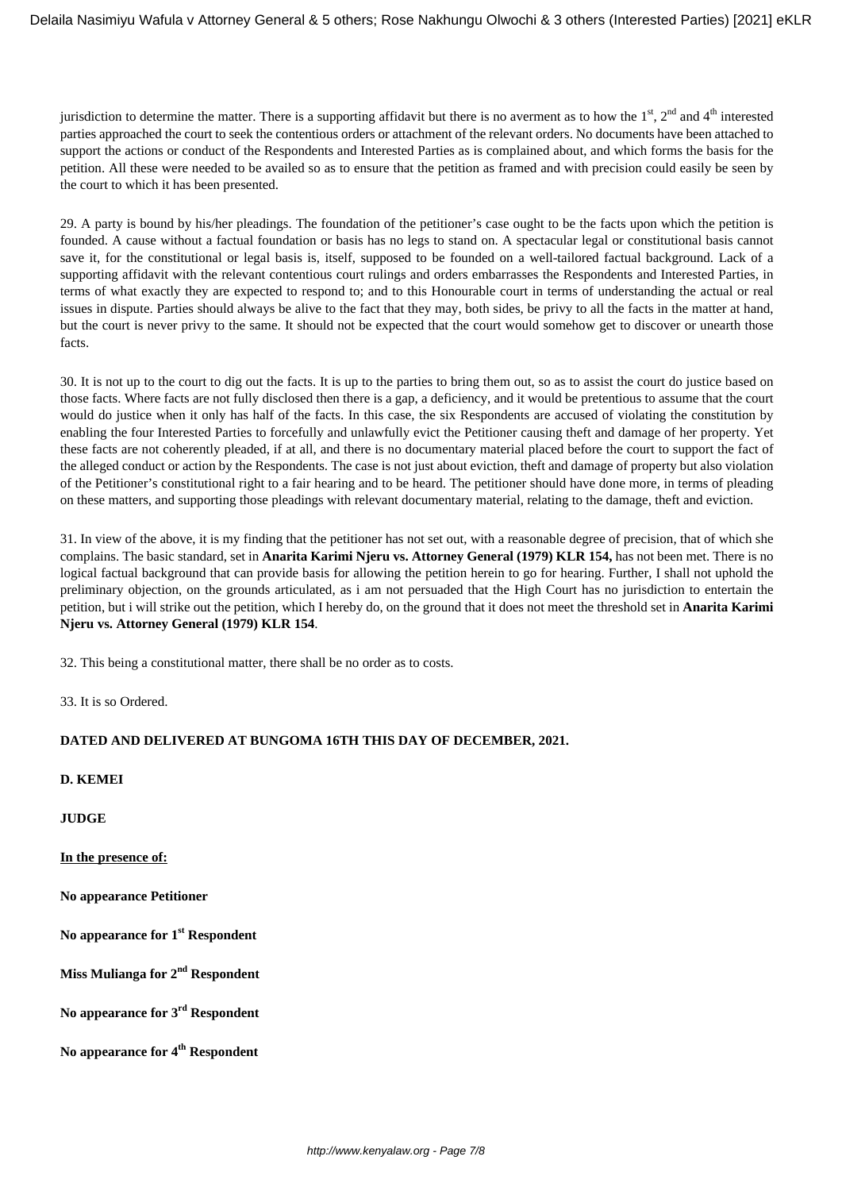jurisdiction to determine the matter. There is a supporting affidavit but there is no averment as to how the 1st, 2nd and 4th interested parties approached the court to seek the contentious orders or attachment of the relevant orders. No documents have been attached to support the actions or conduct of the Respondents and Interested Parties as is complained about, and which forms the basis for the petition. All these were needed to be availed so as to ensure that the petition as framed and with precision could easily be seen by the court to which it has been presented.

29. A party is bound by his/her pleadings. The foundation of the petitioner's case ought to be the facts upon which the petition is founded. A cause without a factual foundation or basis has no legs to stand on. A spectacular legal or constitutional basis cannot save it, for the constitutional or legal basis is, itself, supposed to be founded on a well-tailored factual background. Lack of a supporting affidavit with the relevant contentious court rulings and orders embarrasses the Respondents and Interested Parties, in terms of what exactly they are expected to respond to; and to this Honourable court in terms of understanding the actual or real issues in dispute. Parties should always be alive to the fact that they may, both sides, be privy to all the facts in the matter at hand, but the court is never privy to the same. It should not be expected that the court would somehow get to discover or unearth those facts.

30. It is not up to the court to dig out the facts. It is up to the parties to bring them out, so as to assist the court do justice based on those facts. Where facts are not fully disclosed then there is a gap, a deficiency, and it would be pretentious to assume that the court would do justice when it only has half of the facts. In this case, the six Respondents are accused of violating the constitution by enabling the four Interested Parties to forcefully and unlawfully evict the Petitioner causing theft and damage of her property. Yet these facts are not coherently pleaded, if at all, and there is no documentary material placed before the court to support the fact of the alleged conduct or action by the Respondents. The case is not just about eviction, theft and damage of property but also violation of the Petitioner's constitutional right to a fair hearing and to be heard. The petitioner should have done more, in terms of pleading on these matters, and supporting those pleadings with relevant documentary material, relating to the damage, theft and eviction.

31. In view of the above, it is my finding that the petitioner has not set out, with a reasonable degree of precision, that of which she complains. The basic standard, set in **Anarita Karimi Njeru vs. Attorney General (1979) KLR 154,** has not been met. There is no logical factual background that can provide basis for allowing the petition herein to go for hearing. Further, I shall not uphold the preliminary objection, on the grounds articulated, as i am not persuaded that the High Court has no jurisdiction to entertain the petition, but i will strike out the petition, which I hereby do, on the ground that it does not meet the threshold set in **Anarita Karimi Njeru vs. Attorney General (1979) KLR 154**.

32. This being a constitutional matter, there shall be no order as to costs.

33. It is so Ordered.

**DATED AND DELIVERED AT BUNGOMA 16TH THIS DAY OF DECEMBER, 2021.**

**D. KEMEI**

**JUDGE**

**In the presence of:**

**No appearance Petitioner**

**No appearance for 1st Respondent**

**Miss Mulianga for 2nd Respondent**

**No appearance for 3rd Respondent**

**No appearance for 4th Respondent**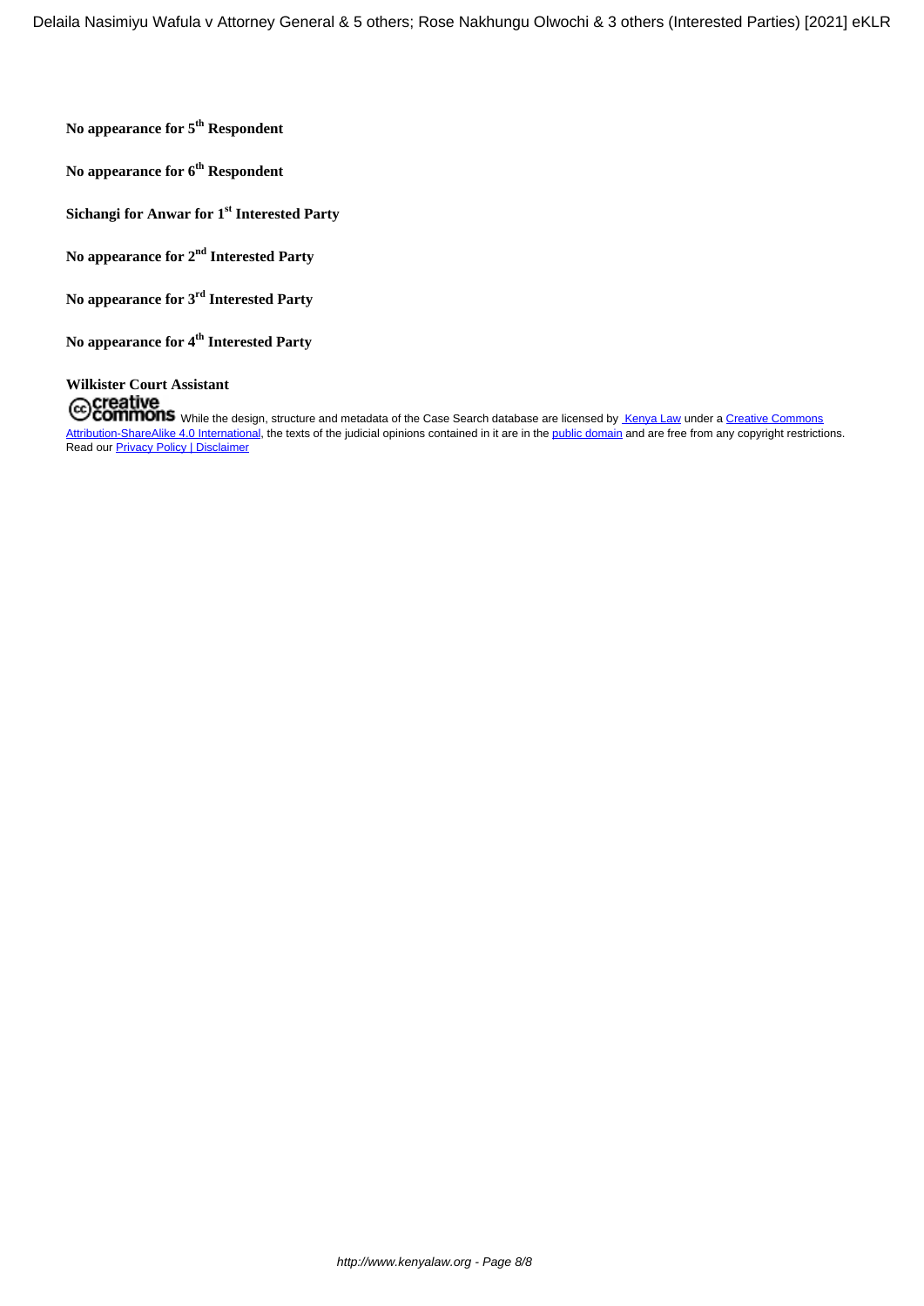**No appearance for 5th Respondent**

**No appearance for 6th Respondent**

**Sichangi for Anwar for 1st Interested Party**

**No appearance for 2nd Interested Party**

**No appearance for 3rd Interested Party**

**No appearance for 4th Interested Party**

**Wilkister Court Assistant**

While the design, structure and metadata of the Case Search database are licensed by Kenya Law under a Creative Commons Attribution-ShareAlike 4.0 International, the texts of the judicial opinions contained in it are in the public domain and are free from any copyright restrictions. Read our Privacy Policy | Disclaimer